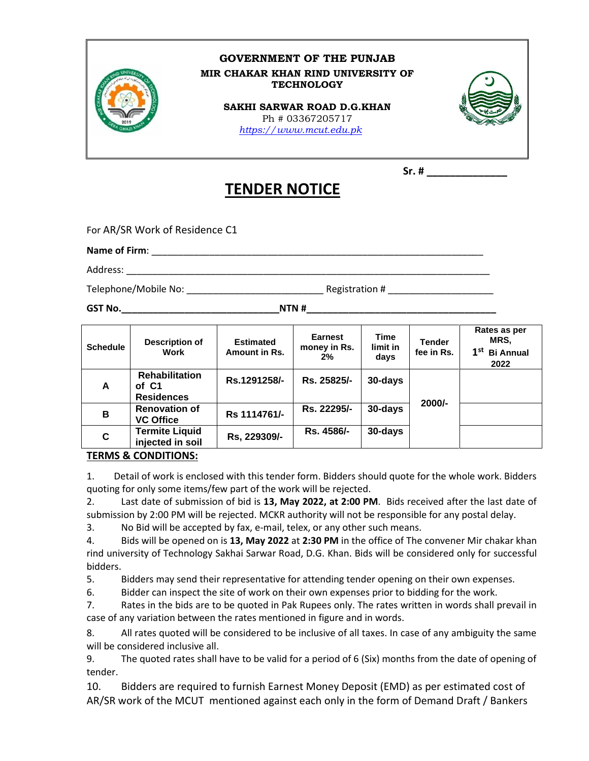**GOVERNMENT OF THE PUNJAB**

**MIR CHAKAR KHAN RIND UNIVERSITY OF TECHNOLOGY**

**SAKHI SARWAR ROAD D.G.KHAN**

Ph # 03367205717

*https://www.mcut.edu.pk*

**Sr. # ______________**

# TENDER NOTICE

For AR/SR Work of Residence C1

**Name of Firm**: ________________________________________________________________

Address: ______________________________________________________________________

Telephone/Mobile No: _________________________ Registration # ____________________

**GST No.______________________________NTN #___________________________________**

| Schedule | Description of Work | Estimated Amount in Rs. | Earnest money in Rs. 2% | Time limit in days | Tender fee in Rs. | Rates as per MRS, 1st Bi Annual 2022 |
|---|---|---|---|---|---|---|
| **A** | **Rehabilitation of C1 Residences** | **Rs.1291258/-** | **Rs. 25825/-** | **30-days** | **2000/-** | |
| **B** | **Renovation of VC Office** | **Rs 1114761/-** | **Rs. 22295/-** | **30-days** | | |
| **C** | **Termite Liquid injected in soil** | **Rs, 229309/-** | **Rs. 4586/-** | **30-days** | | |

**TERMS & CONDITIONS:**

1. Detail of work is enclosed with this tender form. Bidders should quote for the whole work. Bidders quoting for only some items/few part of the work will be rejected.
2. Last date of submission of bid is **13, May 2022, at 2:00 PM**. Bids received after the last date of submission by 2:00 PM will be rejected. MCKR authority will not be responsible for any postal delay.
3. No Bid will be accepted by fax, e-mail, telex, or any other such means.
4. Bids will be opened on is **13, May 2022** at **2:30 PM** in the office of The convener Mir chakar khan rind university of Technology Sakhai Sarwar Road, D.G. Khan. Bids will be considered only for successful bidders.
5. Bidders may send their representative for attending tender opening on their own expenses.
6. Bidder can inspect the site of work on their own expenses prior to bidding for the work.
7. Rates in the bids are to be quoted in Pak Rupees only. The rates written in words shall prevail in case of any variation between the rates mentioned in figure and in words.
8. All rates quoted will be considered to be inclusive of all taxes. In case of any ambiguity the same will be considered inclusive all.
9. The quoted rates shall have to be valid for a period of 6 (Six) months from the date of opening of tender.
10. Bidders are required to furnish Earnest Money Deposit (EMD) as per estimated cost of AR/SR work of the MCUT mentioned against each only in the form of Demand Draft / Bankers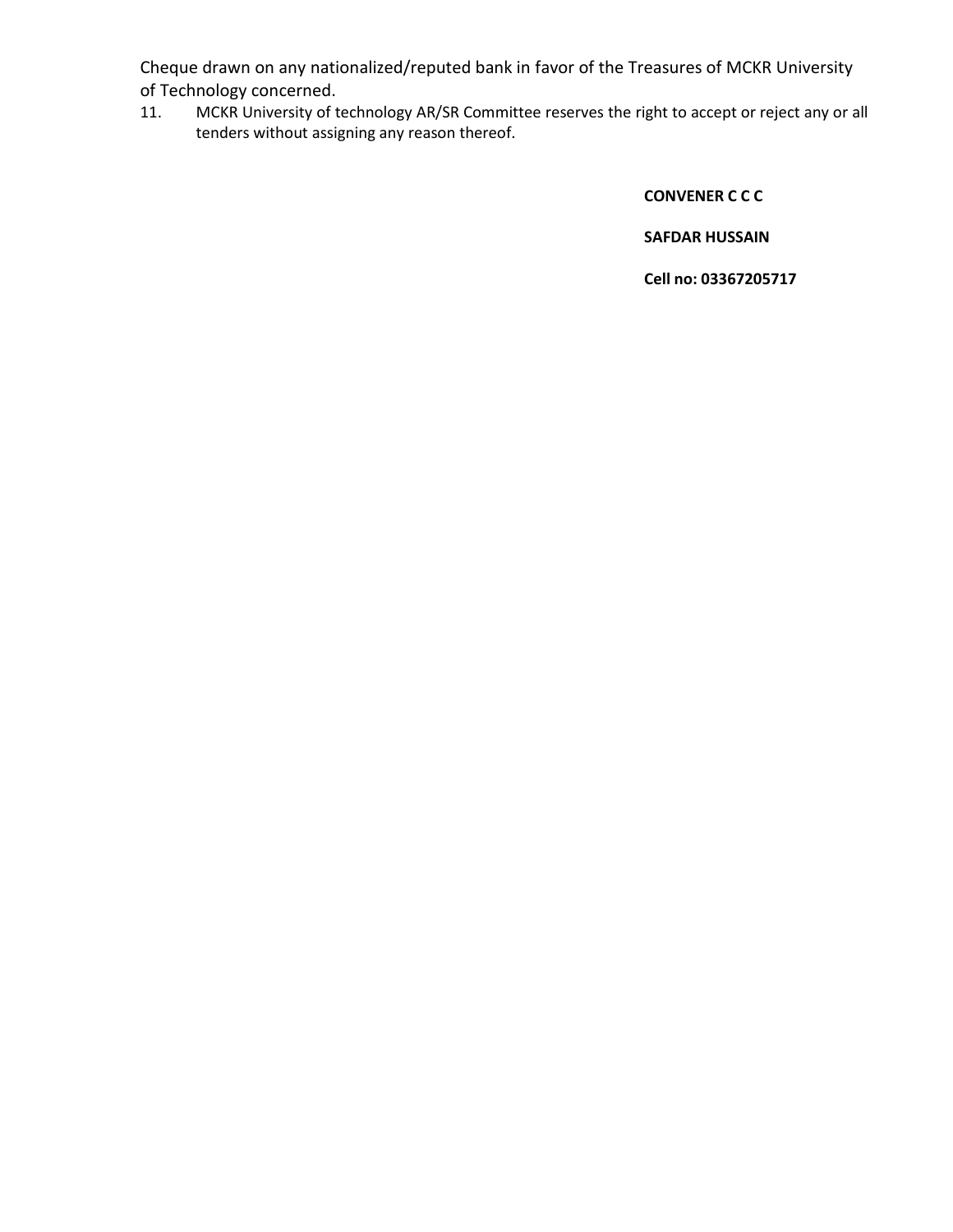Cheque drawn on any nationalized/reputed bank in favor of the Treasures of MCKR University of Technology concerned.

11. MCKR University of technology AR/SR Committee reserves the right to accept or reject any or all tenders without assigning any reason thereof.

**CONVENER C C C**

**SAFDAR HUSSAIN**

**Cell no: 03367205717**